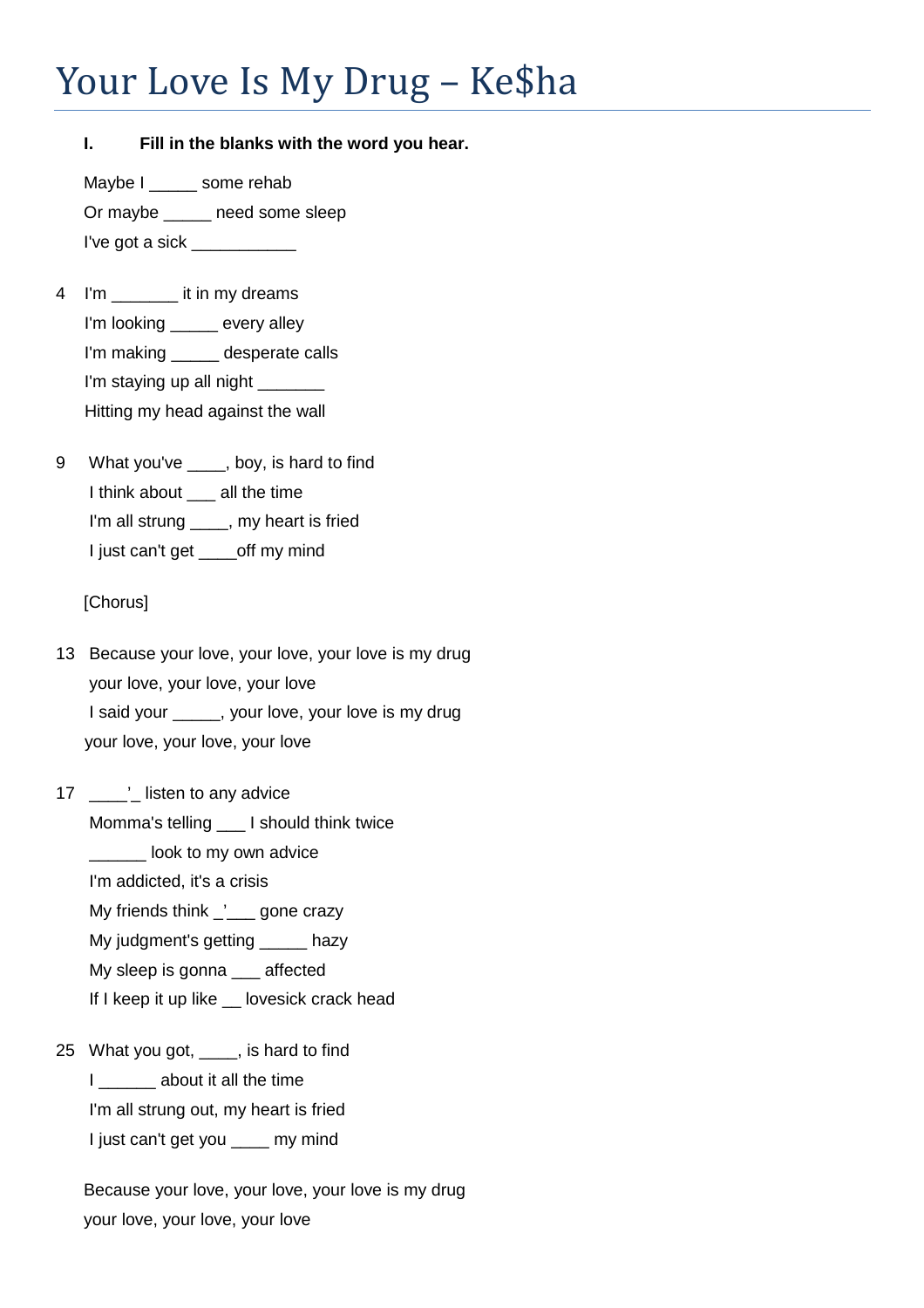# Your Love Is My Drug – Ke$ha

**I. Fill in the blanks with the word you hear.**

Maybe I _____ some rehab
Or maybe _____ need some sleep
I've got a sick ___________

4 I'm _______ it in my dreams
I'm looking _____ every alley
I'm making _____ desperate calls
I'm staying up all night _______
Hitting my head against the wall

9 What you've ____, boy, is hard to find
I think about ___ all the time
I'm all strung ____, my heart is fried
I just can't get ____off my mind

[Chorus]

13 Because your love, your love, your love is my drug
your love, your love, your love
I said your _____, your love, your love is my drug
your love, your love, your love

17 ____'_ listen to any advice
Momma's telling ___ I should think twice
______ look to my own advice
I'm addicted, it's a crisis
My friends think _'___ gone crazy
My judgment's getting _____ hazy
My sleep is gonna ___ affected
If I keep it up like __ lovesick crack head

25 What you got, ____, is hard to find
I ______ about it all the time
I'm all strung out, my heart is fried
I just can't get you ____ my mind

Because your love, your love, your love is my drug
your love, your love, your love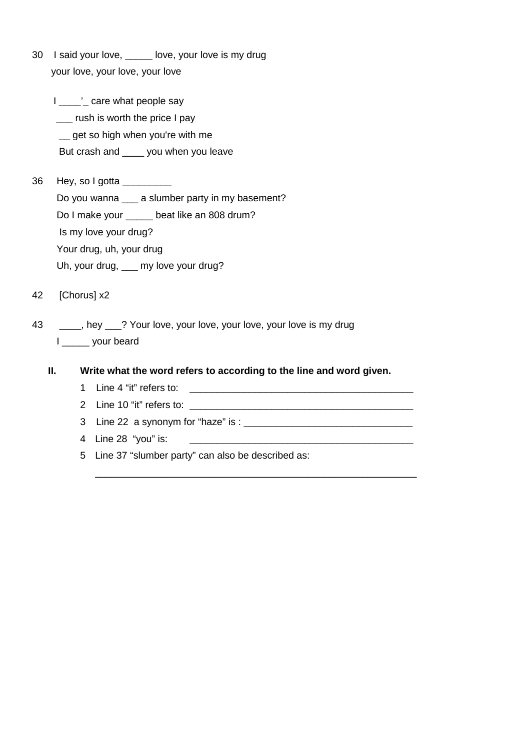30 I said your love, _____ love, your love is my drug
your love, your love, your love

I ____'_ care what people say
___ rush is worth the price I pay
__ get so high when you're with me
But crash and ____ you when you leave

36 Hey, so I gotta _________
Do you wanna ___ a slumber party in my basement?
Do I make your _____ beat like an 808 drum?
Is my love your drug?
Your drug, uh, your drug
Uh, your drug, ___ my love your drug?

42 [Chorus] x2

43 ____, hey ___? Your love, your love, your love, your love is my drug
I _____ your beard

**II. Write what the word refers to according to the line and word given.**

1 Line 4 "it" refers to: __________________________________________

2 Line 10 "it" refers to: __________________________________________

3 Line 22 a synonym for "haze" is : _______________________________

4 Line 28 "you" is: __________________________________________

5 Line 37 "slumber party" can also be described as:

_____________________________________________________________